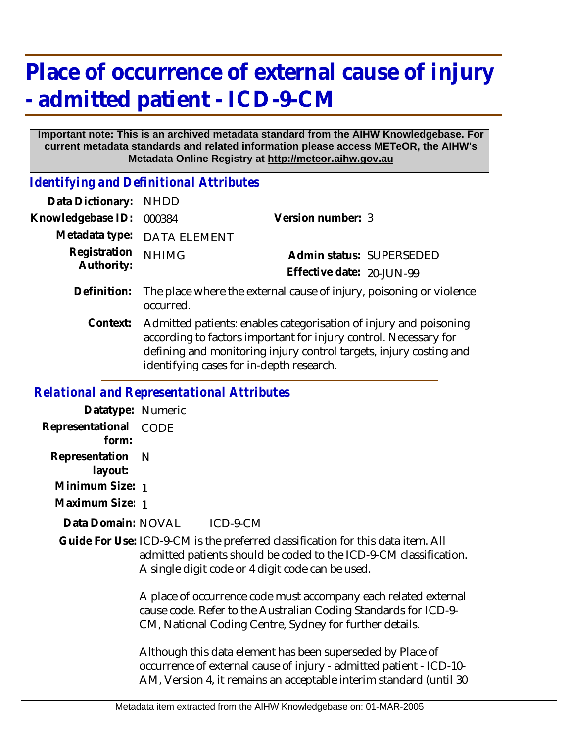# Place of occurrence of external cause of injury - admitted patient - ICD-9-CM

**Important note: This is an archived metadata standard from the AIHW Knowledgebase. For current metadata standards and related information please access METeOR, the AIHW's Metadata Online Registry at http://meteor.aihw.gov.au**

## *Identifying and Definitional Attributes*

**Data Dictionary:** NHDD

**Knowledgebase ID:** 000384

**Version number:** 3

**Metadata type:** DATA ELEMENT

**Registration Authority:** NHIMG

**Admin status:** SUPERSEDED

**Effective date:** 20-JUN-99

**Definition:** The place where the external cause of injury, poisoning or violence occurred.

**Context:** Admitted patients: enables categorisation of injury and poisoning according to factors important for injury control. Necessary for defining and monitoring injury control targets, injury costing and identifying cases for in-depth research.

## *Relational and Representational Attributes*

**Datatype:** Numeric

**Representational form:** CODE

**Representation layout:** N

**Minimum Size:** 1

**Maximum Size:** 1

**Data Domain:** NOVAL ICD-9-CM

**Guide For Use:** ICD-9-CM is the preferred classification for this data item. All admitted patients should be coded to the ICD-9-CM classification. A single digit code or 4 digit code can be used.

A place of occurrence code must accompany each related external cause code. Refer to the Australian Coding Standards for ICD-9-CM, National Coding Centre, Sydney for further details.

Although this data element has been superseded by Place of occurrence of external cause of injury - admitted patient - ICD-10-AM, Version 4, it remains an acceptable interim standard (until 30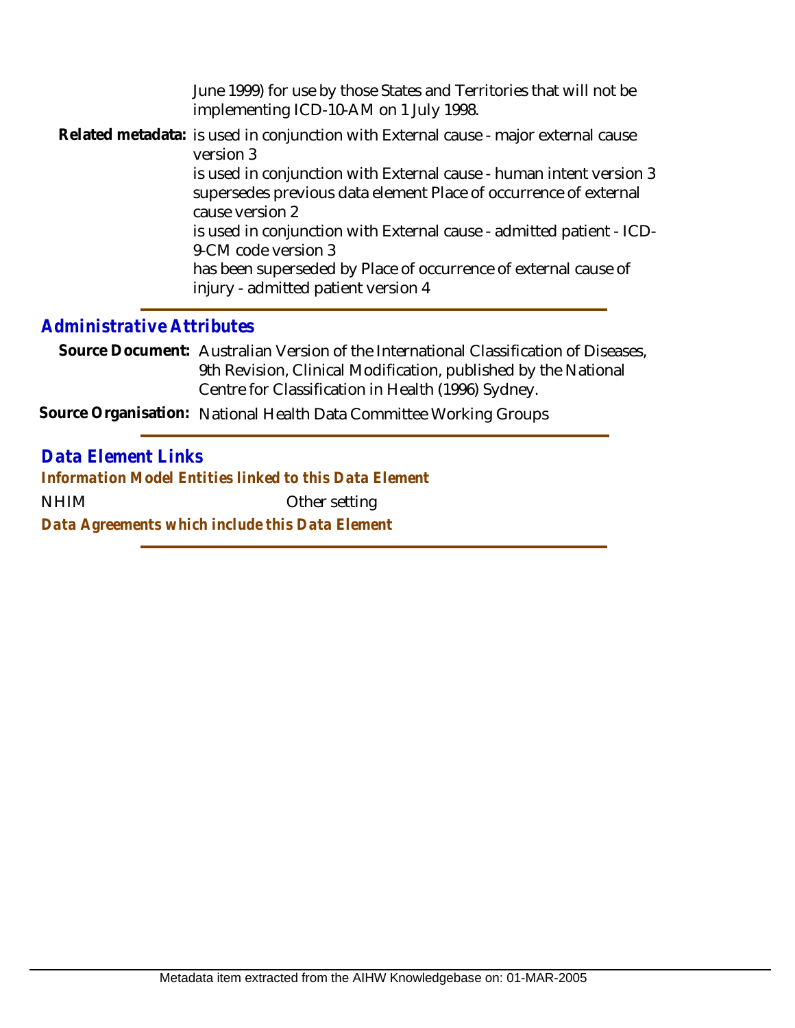June 1999) for use by those States and Territories that will not be implementing ICD-10-AM on 1 July 1998.

**Related metadata:** is used in conjunction with External cause - major external cause version 3
is used in conjunction with External cause - human intent version 3
supersedes previous data element Place of occurrence of external cause version 2
is used in conjunction with External cause - admitted patient - ICD-9-CM code version 3
has been superseded by Place of occurrence of external cause of injury - admitted patient version 4

## Administrative Attributes

**Source Document:** Australian Version of the International Classification of Diseases, 9th Revision, Clinical Modification, published by the National Centre for Classification in Health (1996) Sydney.

**Source Organisation:** National Health Data Committee Working Groups

## Data Element Links

***Information Model Entities linked to this Data Element***

NHIM Other setting

***Data Agreements which include this Data Element***

Metadata item extracted from the AIHW Knowledgebase on: 01-MAR-2005